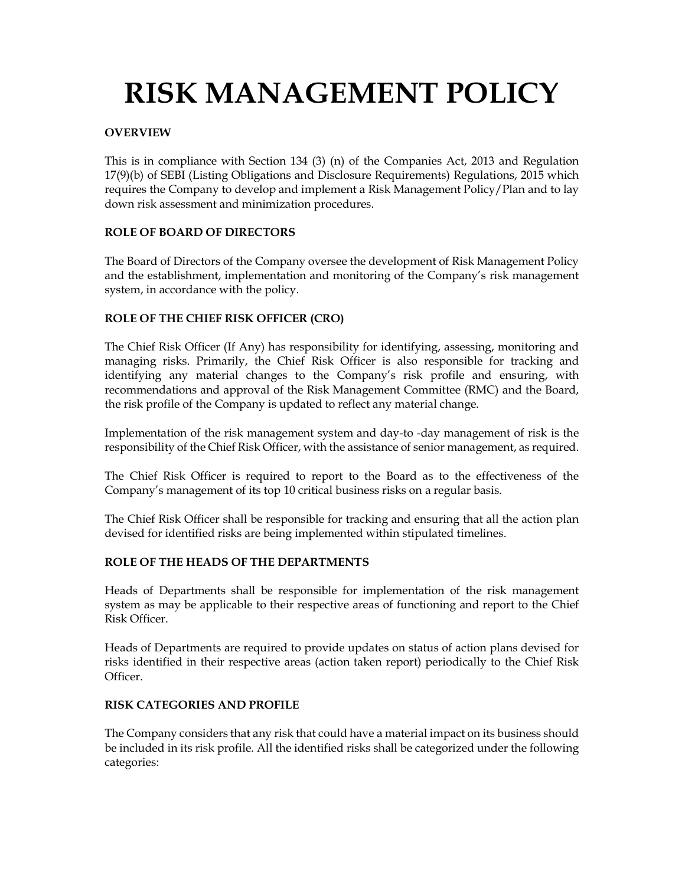# RISK MANAGEMENT POLICY

## OVERVIEW

This is in compliance with Section 134 (3) (n) of the Companies Act, 2013 and Regulation 17(9)(b) of SEBI (Listing Obligations and Disclosure Requirements) Regulations, 2015 which requires the Company to develop and implement a Risk Management Policy/Plan and to lay down risk assessment and minimization procedures.

## ROLE OF BOARD OF DIRECTORS

The Board of Directors of the Company oversee the development of Risk Management Policy and the establishment, implementation and monitoring of the Company's risk management system, in accordance with the policy.

## ROLE OF THE CHIEF RISK OFFICER (CRO)

The Chief Risk Officer (If Any) has responsibility for identifying, assessing, monitoring and managing risks. Primarily, the Chief Risk Officer is also responsible for tracking and identifying any material changes to the Company's risk profile and ensuring, with recommendations and approval of the Risk Management Committee (RMC) and the Board, the risk profile of the Company is updated to reflect any material change.

Implementation of the risk management system and day-to -day management of risk is the responsibility of the Chief Risk Officer, with the assistance of senior management, as required.

The Chief Risk Officer is required to report to the Board as to the effectiveness of the Company's management of its top 10 critical business risks on a regular basis.

The Chief Risk Officer shall be responsible for tracking and ensuring that all the action plan devised for identified risks are being implemented within stipulated timelines.

## ROLE OF THE HEADS OF THE DEPARTMENTS

Heads of Departments shall be responsible for implementation of the risk management system as may be applicable to their respective areas of functioning and report to the Chief Risk Officer.

Heads of Departments are required to provide updates on status of action plans devised for risks identified in their respective areas (action taken report) periodically to the Chief Risk Officer.

## RISK CATEGORIES AND PROFILE

The Company considers that any risk that could have a material impact on its business should be included in its risk profile. All the identified risks shall be categorized under the following categories: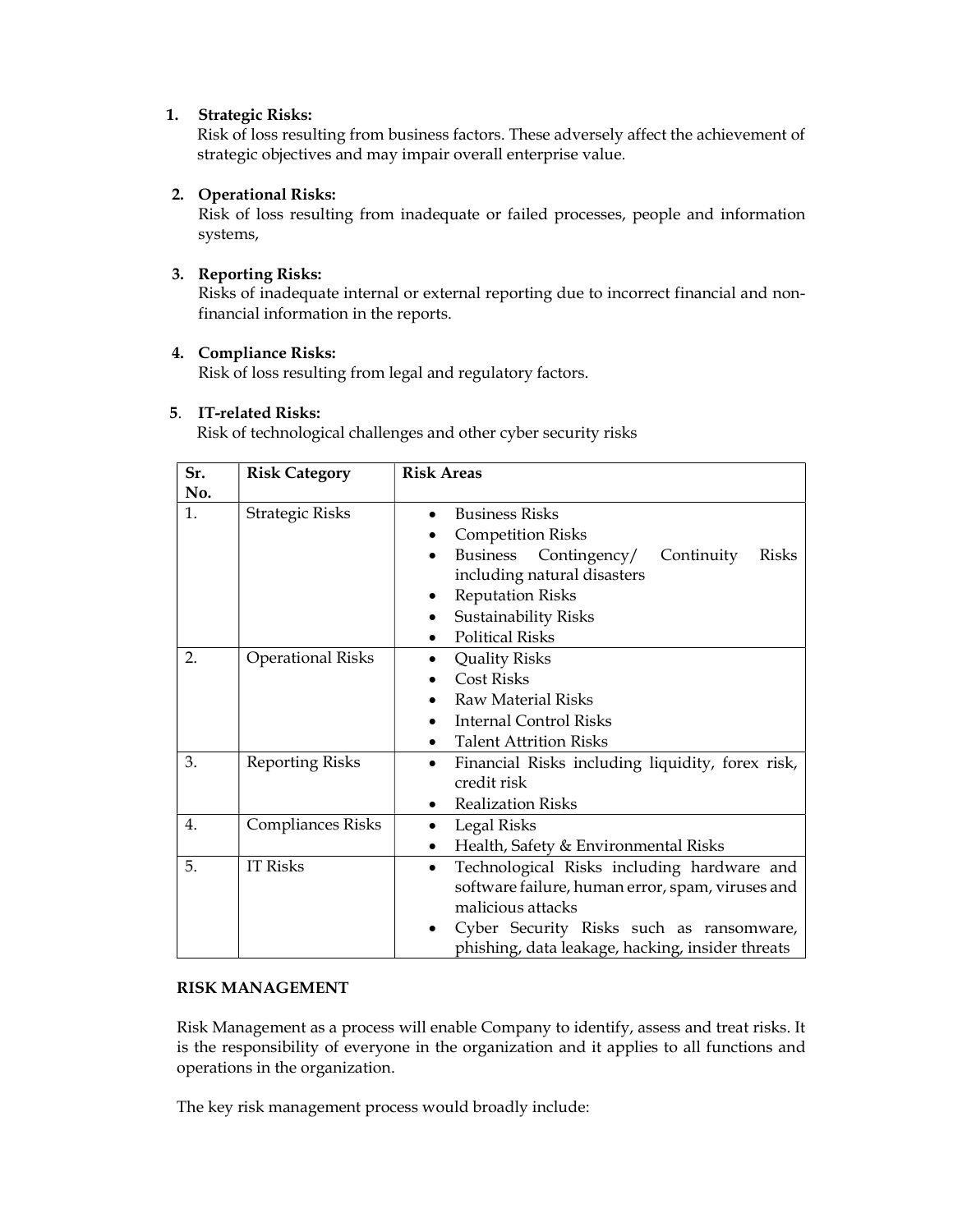1. **Strategic Risks:**
   Risk of loss resulting from business factors. These adversely affect the achievement of strategic objectives and may impair overall enterprise value.

2. **Operational Risks:**
   Risk of loss resulting from inadequate or failed processes, people and information systems,

3. **Reporting Risks:**
   Risks of inadequate internal or external reporting due to incorrect financial and non-financial information in the reports.

4. **Compliance Risks:**
   Risk of loss resulting from legal and regulatory factors.

5. **IT-related Risks:**
   Risk of technological challenges and other cyber security risks

| Sr. No. | Risk Category | Risk Areas |
|---|---|---|
| 1. | Strategic Risks | • Business Risks<br>• Competition Risks<br>• Business Contingency/ Continuity Risks including natural disasters<br>• Reputation Risks<br>• Sustainability Risks<br>• Political Risks |
| 2. | Operational Risks | • Quality Risks<br>• Cost Risks<br>• Raw Material Risks<br>• Internal Control Risks<br>• Talent Attrition Risks |
| 3. | Reporting Risks | • Financial Risks including liquidity, forex risk, credit risk<br>• Realization Risks |
| 4. | Compliances Risks | • Legal Risks<br>• Health, Safety & Environmental Risks |
| 5. | IT Risks | • Technological Risks including hardware and software failure, human error, spam, viruses and malicious attacks<br>• Cyber Security Risks such as ransomware, phishing, data leakage, hacking, insider threats |

**RISK MANAGEMENT**

Risk Management as a process will enable Company to identify, assess and treat risks. It is the responsibility of everyone in the organization and it applies to all functions and operations in the organization.

The key risk management process would broadly include: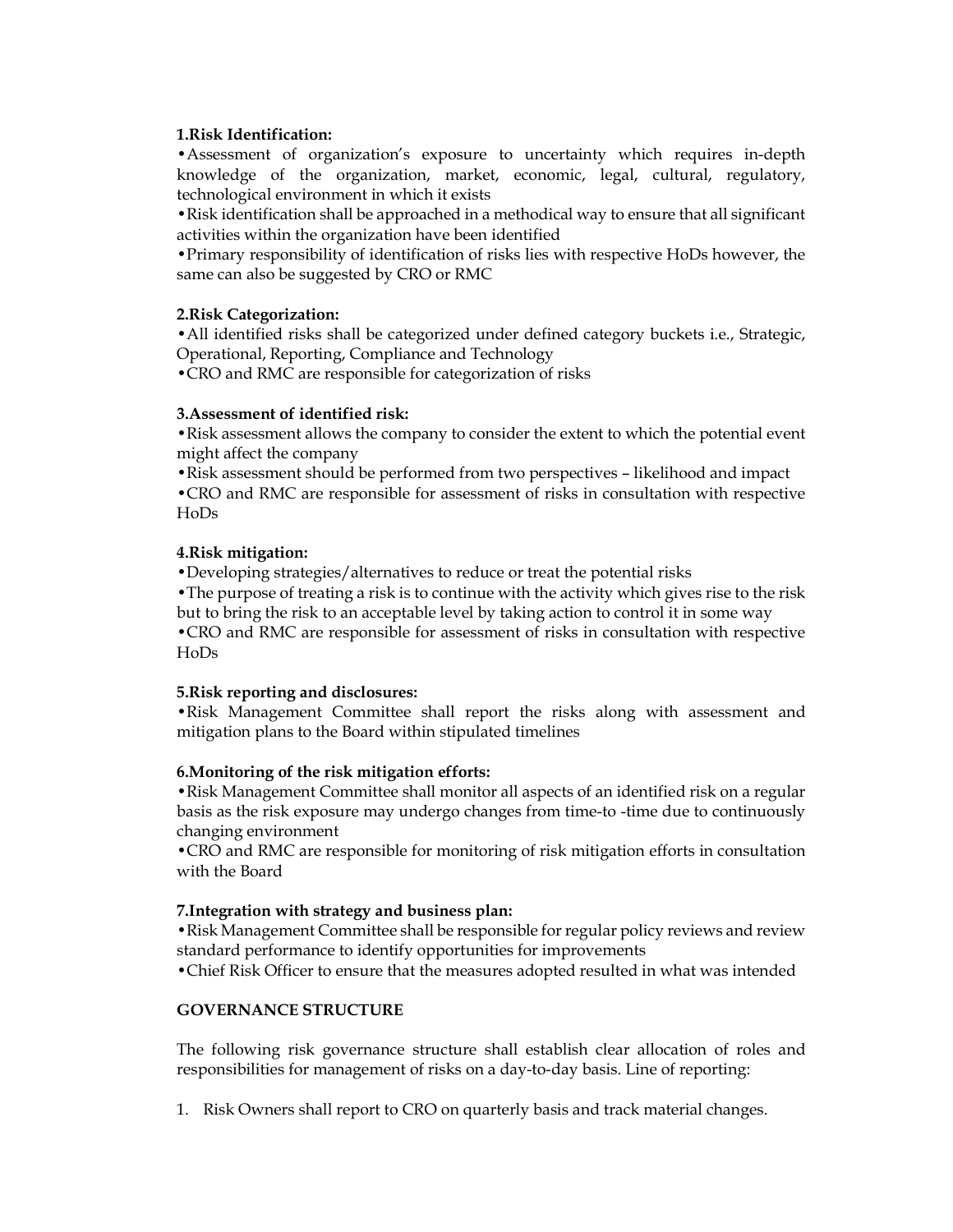**1.Risk Identification:**

•Assessment of organization's exposure to uncertainty which requires in-depth knowledge of the organization, market, economic, legal, cultural, regulatory, technological environment in which it exists

•Risk identification shall be approached in a methodical way to ensure that all significant activities within the organization have been identified

•Primary responsibility of identification of risks lies with respective HoDs however, the same can also be suggested by CRO or RMC

**2.Risk Categorization:**

•All identified risks shall be categorized under defined category buckets i.e., Strategic, Operational, Reporting, Compliance and Technology

•CRO and RMC are responsible for categorization of risks

**3.Assessment of identified risk:**

•Risk assessment allows the company to consider the extent to which the potential event might affect the company

•Risk assessment should be performed from two perspectives – likelihood and impact

•CRO and RMC are responsible for assessment of risks in consultation with respective HoDs

**4.Risk mitigation:**

•Developing strategies/alternatives to reduce or treat the potential risks

•The purpose of treating a risk is to continue with the activity which gives rise to the risk but to bring the risk to an acceptable level by taking action to control it in some way

•CRO and RMC are responsible for assessment of risks in consultation with respective HoDs

**5.Risk reporting and disclosures:**

•Risk Management Committee shall report the risks along with assessment and mitigation plans to the Board within stipulated timelines

**6.Monitoring of the risk mitigation efforts:**

•Risk Management Committee shall monitor all aspects of an identified risk on a regular basis as the risk exposure may undergo changes from time-to -time due to continuously changing environment

•CRO and RMC are responsible for monitoring of risk mitigation efforts in consultation with the Board

**7.Integration with strategy and business plan:**

•Risk Management Committee shall be responsible for regular policy reviews and review standard performance to identify opportunities for improvements

•Chief Risk Officer to ensure that the measures adopted resulted in what was intended

**GOVERNANCE STRUCTURE**

The following risk governance structure shall establish clear allocation of roles and responsibilities for management of risks on a day-to-day basis. Line of reporting:

1. Risk Owners shall report to CRO on quarterly basis and track material changes.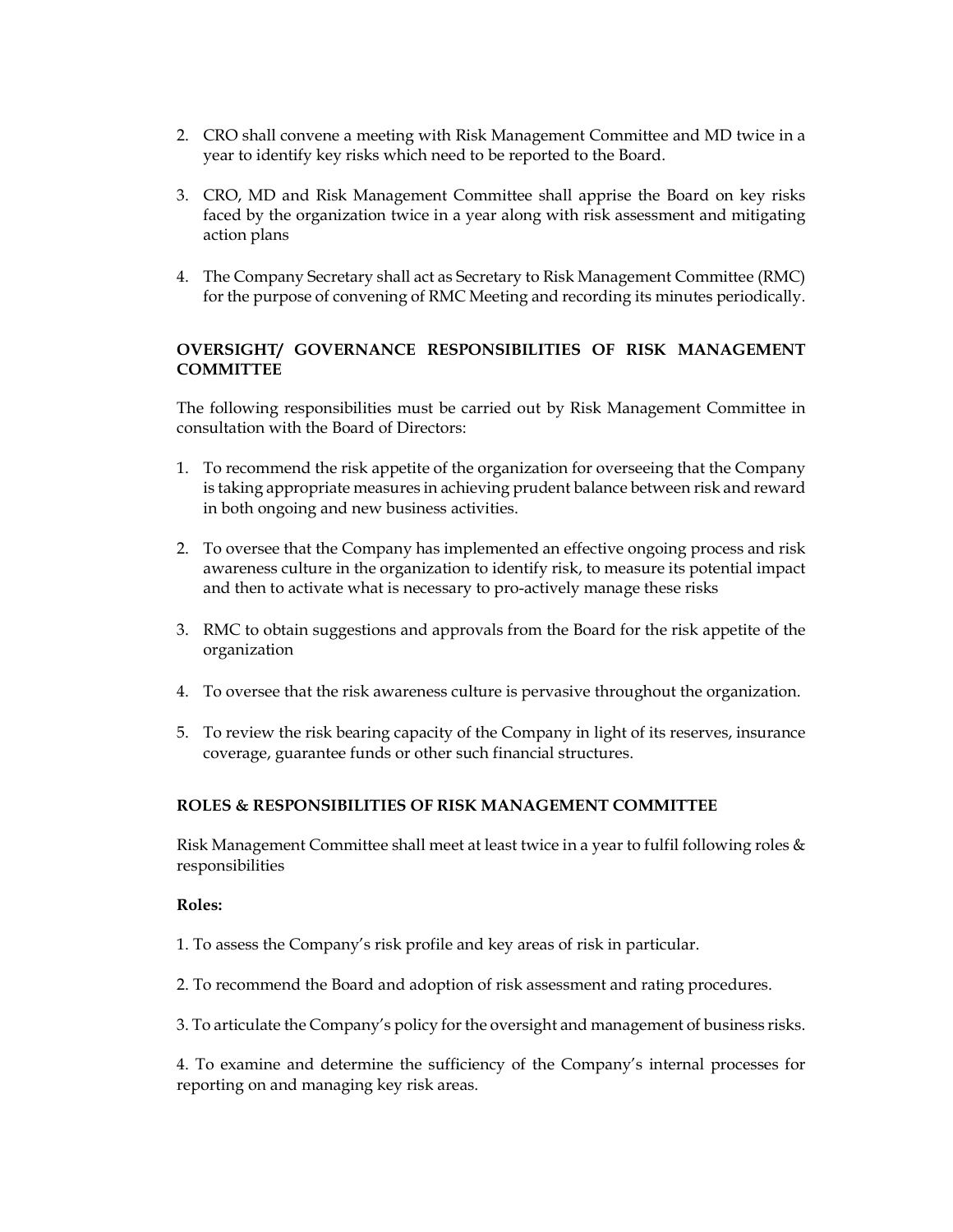2. CRO shall convene a meeting with Risk Management Committee and MD twice in a year to identify key risks which need to be reported to the Board.

3. CRO, MD and Risk Management Committee shall apprise the Board on key risks faced by the organization twice in a year along with risk assessment and mitigating action plans

4. The Company Secretary shall act as Secretary to Risk Management Committee (RMC) for the purpose of convening of RMC Meeting and recording its minutes periodically.

**OVERSIGHT/ GOVERNANCE RESPONSIBILITIES OF RISK MANAGEMENT COMMITTEE**

The following responsibilities must be carried out by Risk Management Committee in consultation with the Board of Directors:

1. To recommend the risk appetite of the organization for overseeing that the Company is taking appropriate measures in achieving prudent balance between risk and reward in both ongoing and new business activities.

2. To oversee that the Company has implemented an effective ongoing process and risk awareness culture in the organization to identify risk, to measure its potential impact and then to activate what is necessary to pro-actively manage these risks

3. RMC to obtain suggestions and approvals from the Board for the risk appetite of the organization

4. To oversee that the risk awareness culture is pervasive throughout the organization.

5. To review the risk bearing capacity of the Company in light of its reserves, insurance coverage, guarantee funds or other such financial structures.

**ROLES & RESPONSIBILITIES OF RISK MANAGEMENT COMMITTEE**

Risk Management Committee shall meet at least twice in a year to fulfil following roles & responsibilities

**Roles:**

1. To assess the Company's risk profile and key areas of risk in particular.

2. To recommend the Board and adoption of risk assessment and rating procedures.

3. To articulate the Company's policy for the oversight and management of business risks.

4. To examine and determine the sufficiency of the Company's internal processes for reporting on and managing key risk areas.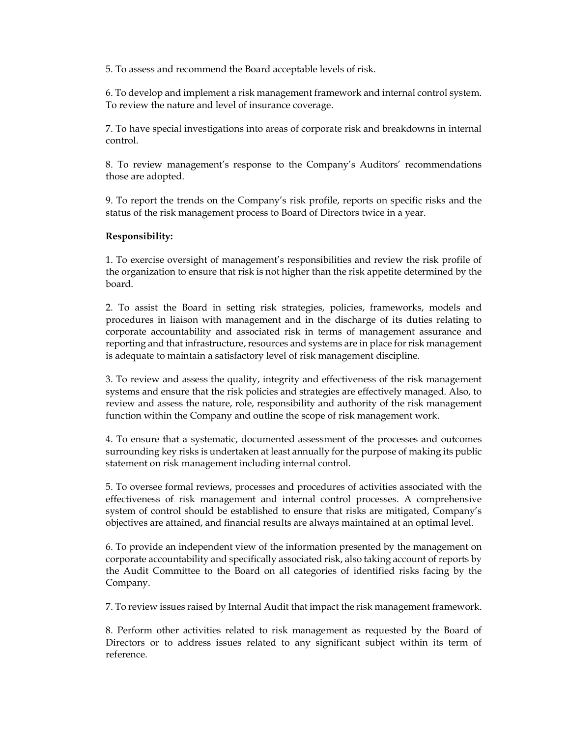5. To assess and recommend the Board acceptable levels of risk.

6. To develop and implement a risk management framework and internal control system. To review the nature and level of insurance coverage.

7. To have special investigations into areas of corporate risk and breakdowns in internal control.

8. To review management's response to the Company's Auditors' recommendations those are adopted.

9. To report the trends on the Company's risk profile, reports on specific risks and the status of the risk management process to Board of Directors twice in a year.

**Responsibility:**

1. To exercise oversight of management's responsibilities and review the risk profile of the organization to ensure that risk is not higher than the risk appetite determined by the board.

2. To assist the Board in setting risk strategies, policies, frameworks, models and procedures in liaison with management and in the discharge of its duties relating to corporate accountability and associated risk in terms of management assurance and reporting and that infrastructure, resources and systems are in place for risk management is adequate to maintain a satisfactory level of risk management discipline.

3. To review and assess the quality, integrity and effectiveness of the risk management systems and ensure that the risk policies and strategies are effectively managed. Also, to review and assess the nature, role, responsibility and authority of the risk management function within the Company and outline the scope of risk management work.

4. To ensure that a systematic, documented assessment of the processes and outcomes surrounding key risks is undertaken at least annually for the purpose of making its public statement on risk management including internal control.

5. To oversee formal reviews, processes and procedures of activities associated with the effectiveness of risk management and internal control processes. A comprehensive system of control should be established to ensure that risks are mitigated, Company's objectives are attained, and financial results are always maintained at an optimal level.

6. To provide an independent view of the information presented by the management on corporate accountability and specifically associated risk, also taking account of reports by the Audit Committee to the Board on all categories of identified risks facing by the Company.

7. To review issues raised by Internal Audit that impact the risk management framework.

8. Perform other activities related to risk management as requested by the Board of Directors or to address issues related to any significant subject within its term of reference.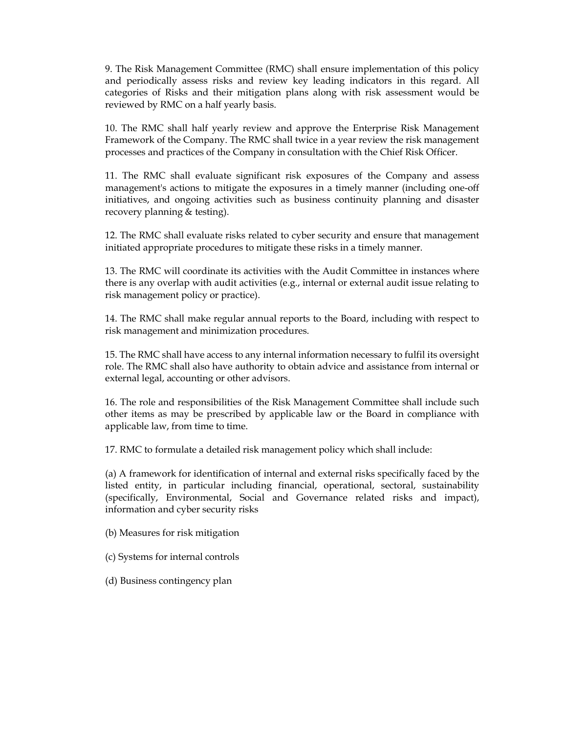9. The Risk Management Committee (RMC) shall ensure implementation of this policy and periodically assess risks and review key leading indicators in this regard. All categories of Risks and their mitigation plans along with risk assessment would be reviewed by RMC on a half yearly basis.

10. The RMC shall half yearly review and approve the Enterprise Risk Management Framework of the Company. The RMC shall twice in a year review the risk management processes and practices of the Company in consultation with the Chief Risk Officer.

11. The RMC shall evaluate significant risk exposures of the Company and assess management's actions to mitigate the exposures in a timely manner (including one-off initiatives, and ongoing activities such as business continuity planning and disaster recovery planning & testing).

12. The RMC shall evaluate risks related to cyber security and ensure that management initiated appropriate procedures to mitigate these risks in a timely manner.

13. The RMC will coordinate its activities with the Audit Committee in instances where there is any overlap with audit activities (e.g., internal or external audit issue relating to risk management policy or practice).

14. The RMC shall make regular annual reports to the Board, including with respect to risk management and minimization procedures.

15. The RMC shall have access to any internal information necessary to fulfil its oversight role. The RMC shall also have authority to obtain advice and assistance from internal or external legal, accounting or other advisors.

16. The role and responsibilities of the Risk Management Committee shall include such other items as may be prescribed by applicable law or the Board in compliance with applicable law, from time to time.

17. RMC to formulate a detailed risk management policy which shall include:

(a) A framework for identification of internal and external risks specifically faced by the listed entity, in particular including financial, operational, sectoral, sustainability (specifically, Environmental, Social and Governance related risks and impact), information and cyber security risks

(b) Measures for risk mitigation

(c) Systems for internal controls

(d) Business contingency plan